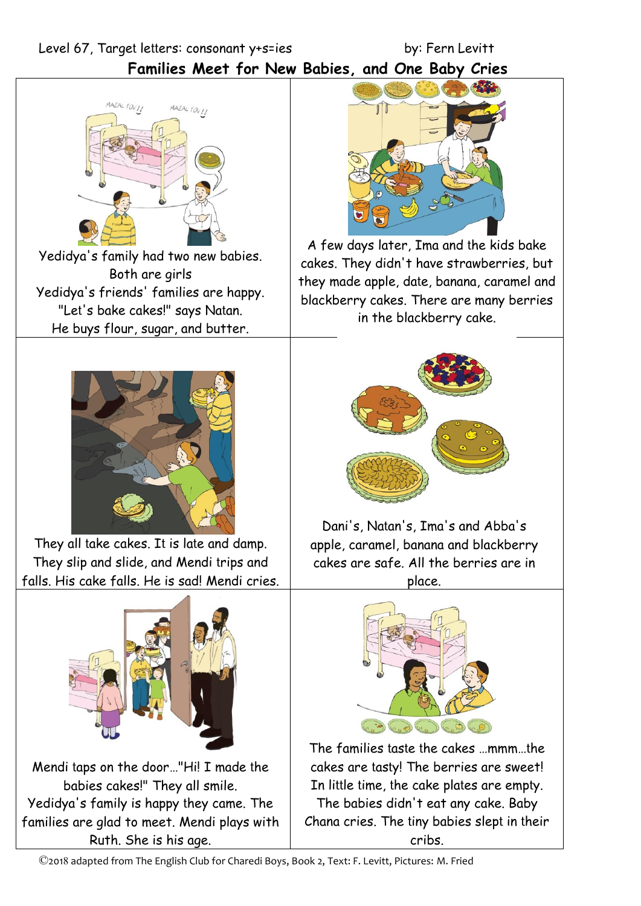Level 67, Target letters: consonant y+s=ies by: Fern Levitt

# Families Meet for New Babies, and One Baby Cries

Yedidya's family had two new babies. Both are girls
Yedidya's friends' families are happy.
"Let's bake cakes!" says Natan.
He buys flour, sugar, and butter.

A few days later, Ima and the kids bake cakes. They didn't have strawberries, but they made apple, date, banana, caramel and blackberry cakes. There are many berries in the blackberry cake.

They all take cakes. It is late and damp. They slip and slide, and Mendi trips and falls. His cake falls. He is sad! Mendi cries.

Dani's, Natan's, Ima's and Abba's apple, caramel, banana and blackberry cakes are safe. All the berries are in place.

Mendi taps on the door…"Hi! I made the babies cakes!" They all smile.
Yedidya's family is happy they came. The families are glad to meet. Mendi plays with Ruth. She is his age.

The families taste the cakes …mmm…the cakes are tasty! The berries are sweet! In little time, the cake plates are empty. The babies didn't eat any cake. Baby Chana cries. The tiny babies slept in their cribs.

©2018 adapted from The English Club for Charedi Boys, Book 2, Text: F. Levitt, Pictures: M. Fried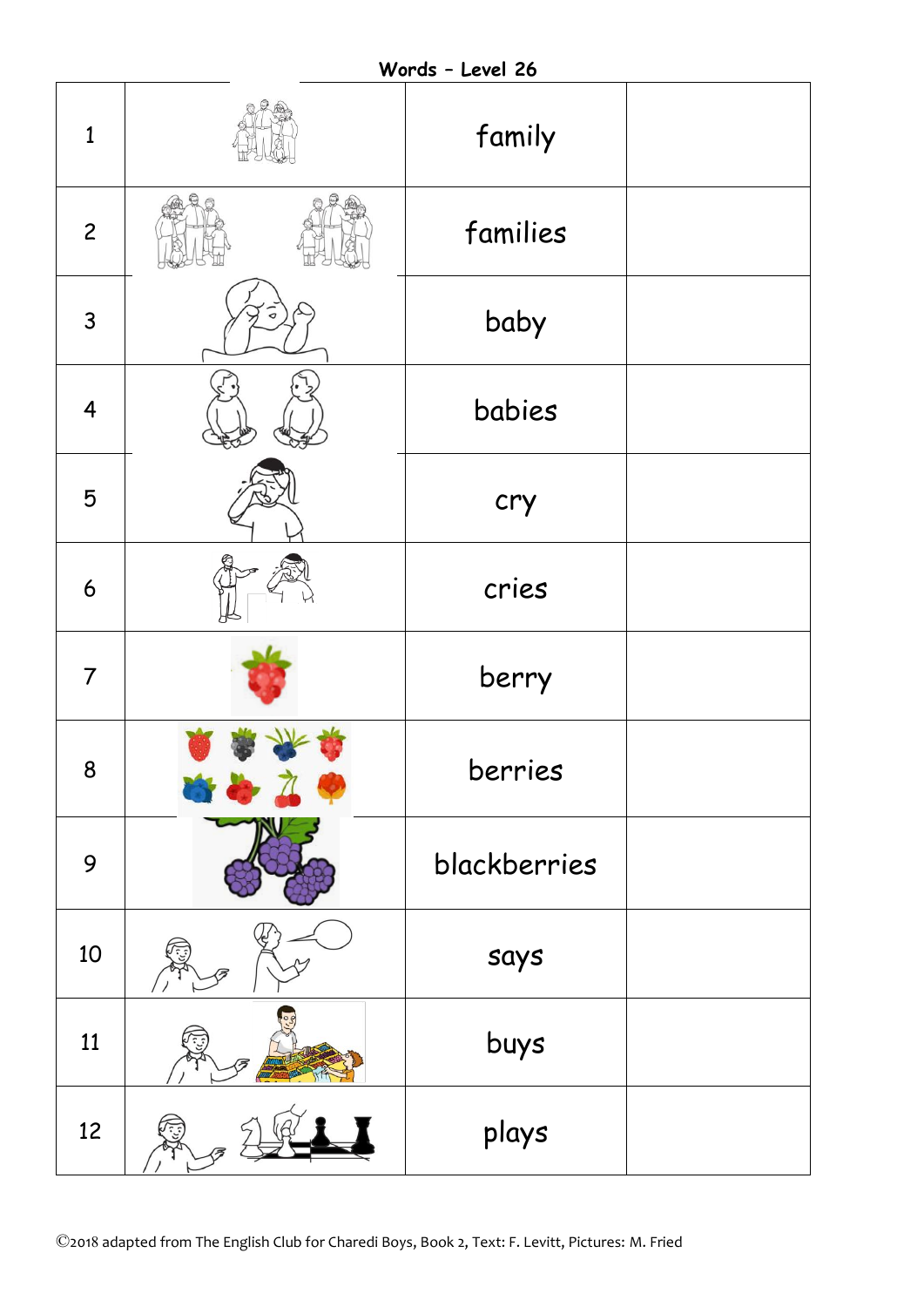**Words – Level 26**

| | | | |
|---|---|---|---|
| 1 | | family | |
| 2 | | families | |
| 3 | | baby | |
| 4 | | babies | |
| 5 | | cry | |
| 6 | | cries | |
| 7 | | berry | |
| 8 | | berries | |
| 9 | | blackberries | |
| 10 | | says | |
| 11 | | buys | |
| 12 | | plays | |

©2018 adapted from The English Club for Charedi Boys, Book 2, Text: F. Levitt, Pictures: M. Fried